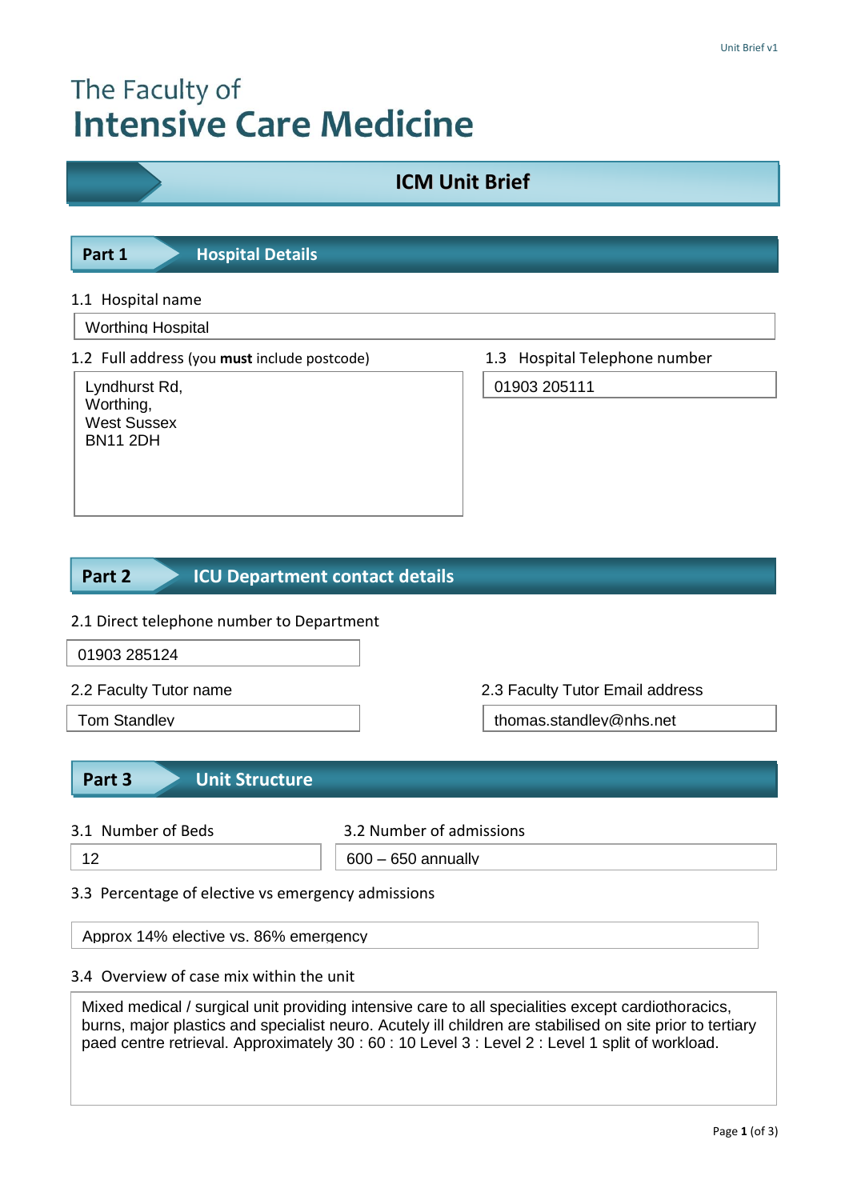The Faculty of
# Intensive Care Medicine

## ICM Unit Brief

## Part 1 Hospital Details

1.1 Hospital name

Worthing Hospital

1.2 Full address (you **must** include postcode)

Lyndhurst Rd,
Worthing,
West Sussex
BN11 2DH

1.3 Hospital Telephone number

01903 205111

## Part 2 ICU Department contact details

2.1 Direct telephone number to Department

01903 285124

2.2 Faculty Tutor name

Tom Standley

2.3 Faculty Tutor Email address

thomas.standley@nhs.net

## Part 3 Unit Structure

3.1 Number of Beds

12

3.2 Number of admissions

600 – 650 annually

3.3 Percentage of elective vs emergency admissions

Approx 14% elective vs. 86% emergency

3.4 Overview of case mix within the unit

Mixed medical / surgical unit providing intensive care to all specialities except cardiothoracics, burns, major plastics and specialist neuro. Acutely ill children are stabilised on site prior to tertiary paed centre retrieval. Approximately 30 : 60 : 10 Level 3 : Level 2 : Level 1 split of workload.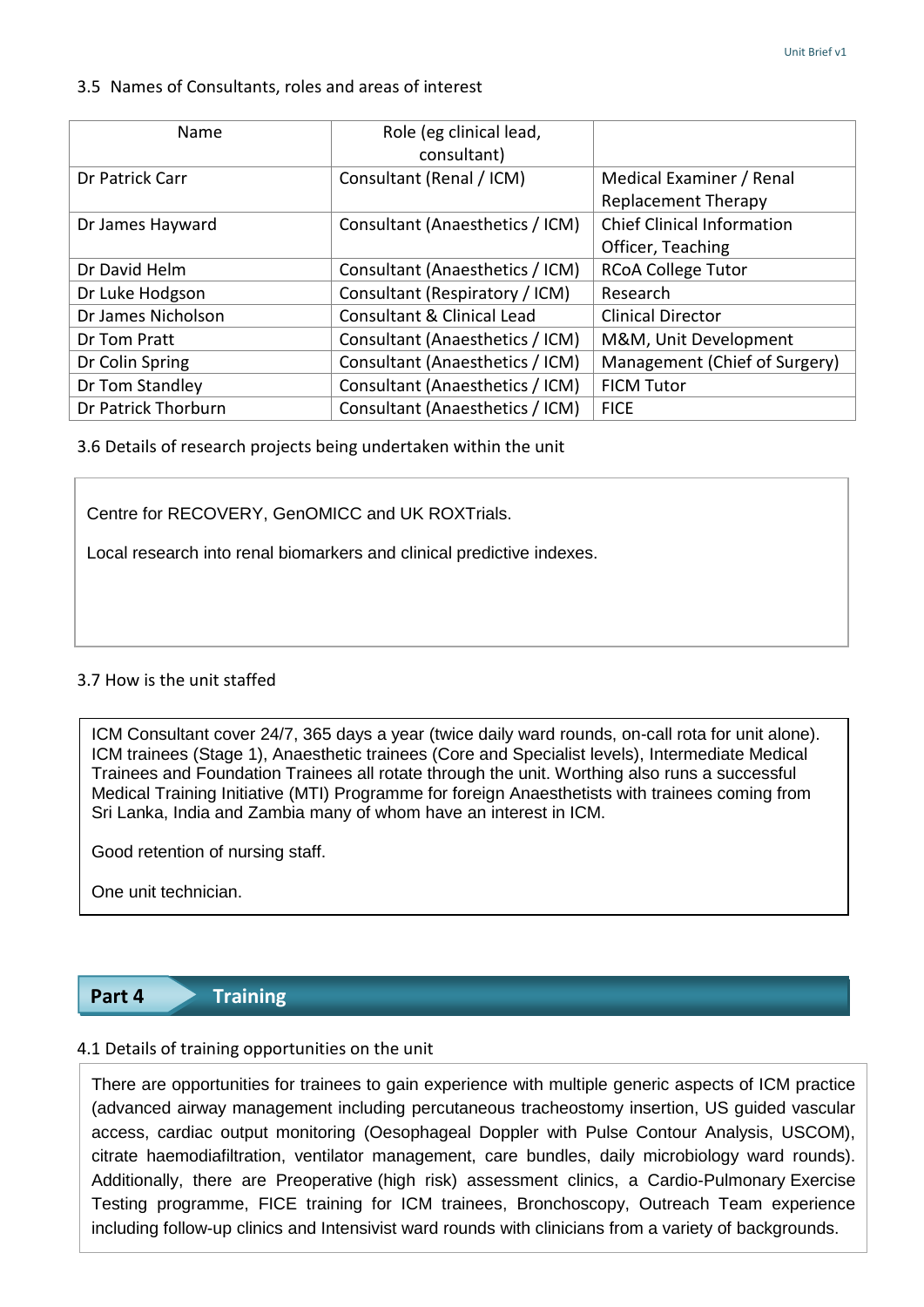3.5 Names of Consultants, roles and areas of interest

| Name | Role (eg clinical lead, consultant) | |
|---|---|---|
| Dr Patrick Carr | Consultant (Renal / ICM) | Medical Examiner / Renal Replacement Therapy |
| Dr James Hayward | Consultant (Anaesthetics / ICM) | Chief Clinical Information Officer, Teaching |
| Dr David Helm | Consultant (Anaesthetics / ICM) | RCoA College Tutor |
| Dr Luke Hodgson | Consultant (Respiratory / ICM) | Research |
| Dr James Nicholson | Consultant & Clinical Lead | Clinical Director |
| Dr Tom Pratt | Consultant (Anaesthetics / ICM) | M&M, Unit Development |
| Dr Colin Spring | Consultant (Anaesthetics / ICM) | Management (Chief of Surgery) |
| Dr Tom Standley | Consultant (Anaesthetics / ICM) | FICM Tutor |
| Dr Patrick Thorburn | Consultant (Anaesthetics / ICM) | FICE |

3.6 Details of research projects being undertaken within the unit

Centre for RECOVERY, GenOMICC and UK ROXTrials.

Local research into renal biomarkers and clinical predictive indexes.

3.7 How is the unit staffed

ICM Consultant cover 24/7, 365 days a year (twice daily ward rounds, on-call rota for unit alone). ICM trainees (Stage 1), Anaesthetic trainees (Core and Specialist levels), Intermediate Medical Trainees and Foundation Trainees all rotate through the unit. Worthing also runs a successful Medical Training Initiative (MTI) Programme for foreign Anaesthetists with trainees coming from Sri Lanka, India and Zambia many of whom have an interest in ICM.

Good retention of nursing staff.

One unit technician.

## Part 4 Training

4.1 Details of training opportunities on the unit

There are opportunities for trainees to gain experience with multiple generic aspects of ICM practice (advanced airway management including percutaneous tracheostomy insertion, US guided vascular access, cardiac output monitoring (Oesophageal Doppler with Pulse Contour Analysis, USCOM), citrate haemodiafiltration, ventilator management, care bundles, daily microbiology ward rounds). Additionally, there are Preoperative (high risk) assessment clinics, a Cardio-Pulmonary Exercise Testing programme, FICE training for ICM trainees, Bronchoscopy, Outreach Team experience including follow-up clinics and Intensivist ward rounds with clinicians from a variety of backgrounds.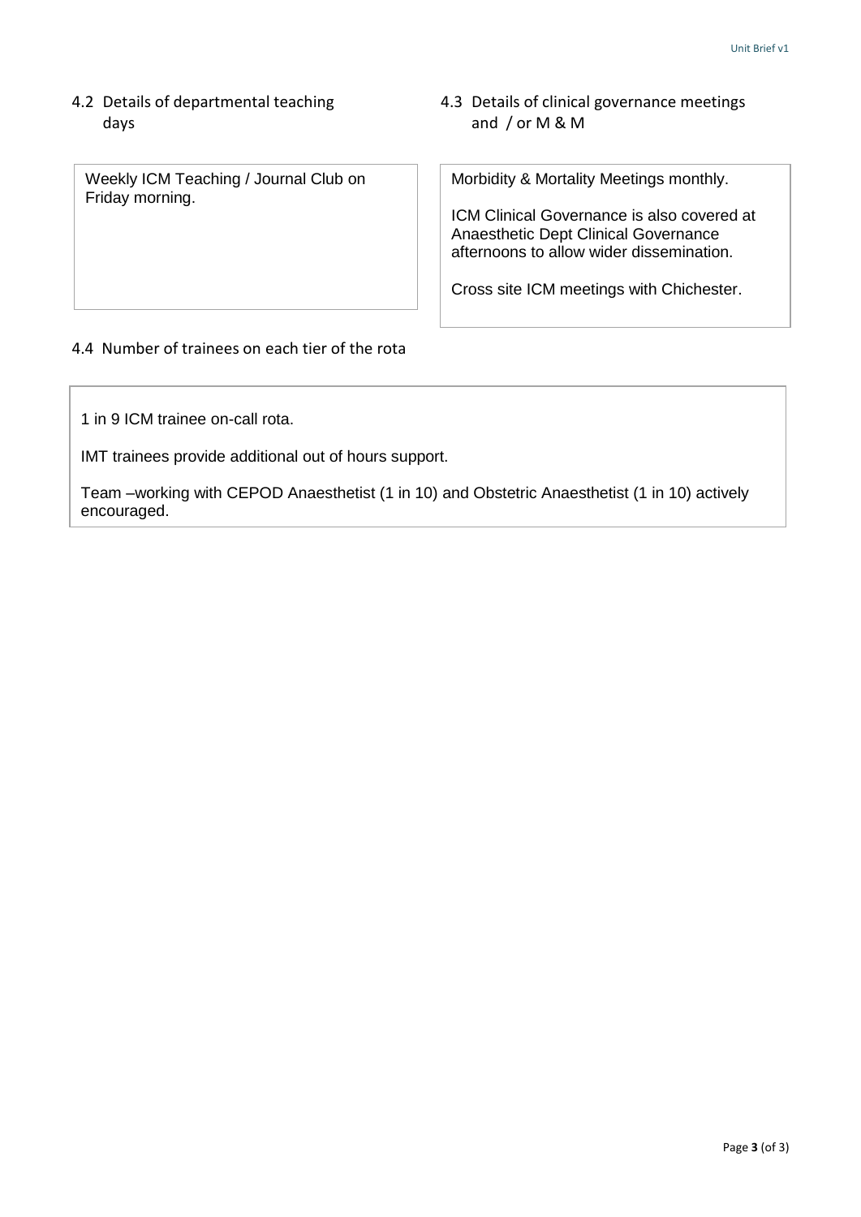## 4.2 Details of departmental teaching days

Weekly ICM Teaching / Journal Club on Friday morning.

## 4.3 Details of clinical governance meetings and / or M & M

Morbidity & Mortality Meetings monthly.

ICM Clinical Governance is also covered at Anaesthetic Dept Clinical Governance afternoons to allow wider dissemination.

Cross site ICM meetings with Chichester.

## 4.4 Number of trainees on each tier of the rota

1 in 9 ICM trainee on-call rota.

IMT trainees provide additional out of hours support.

Team –working with CEPOD Anaesthetist (1 in 10) and Obstetric Anaesthetist (1 in 10) actively encouraged.